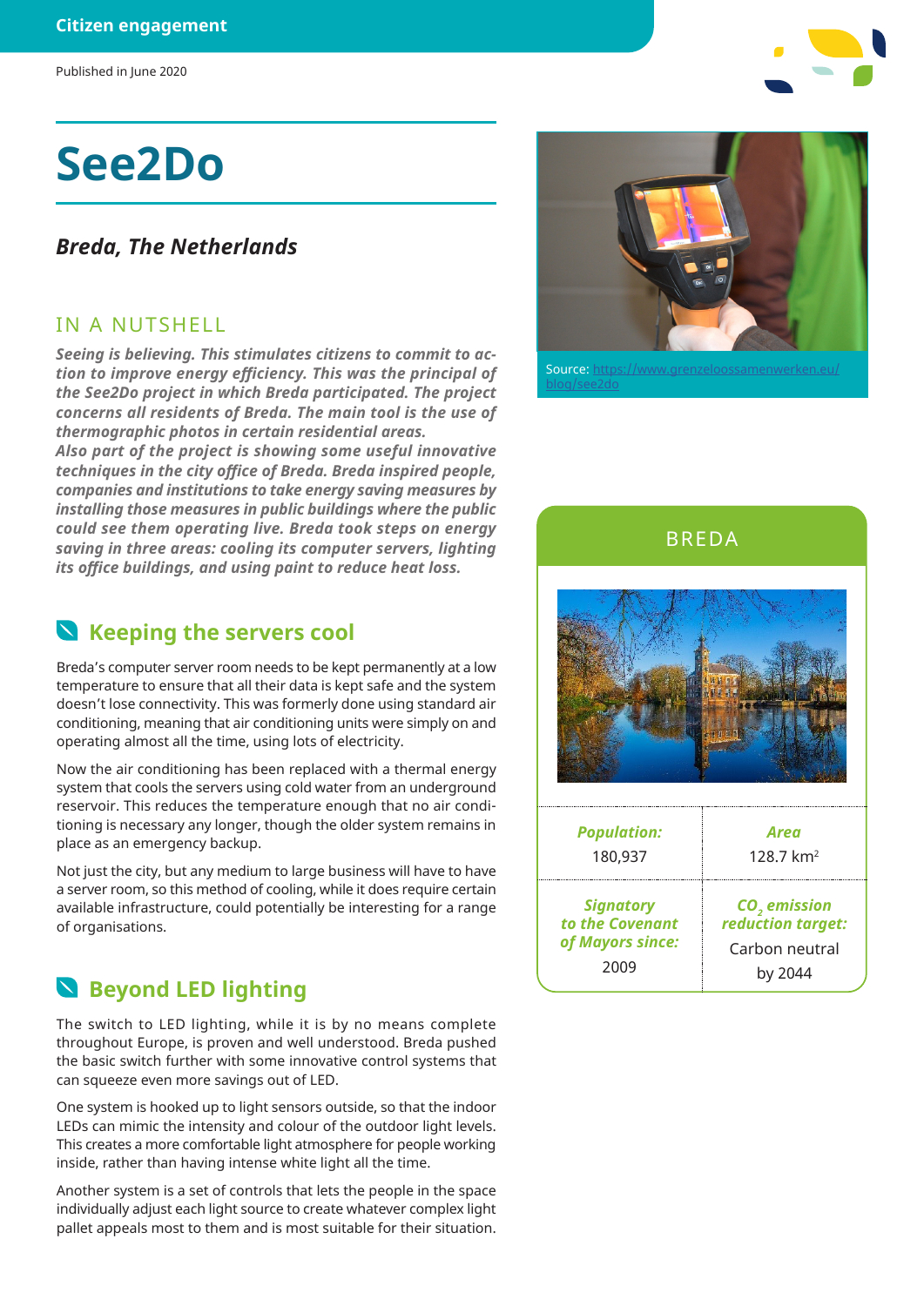Citizen engagement

Published in June 2020

# See2Do

## *Breda, The Netherlands*

### IN A NUTSHELL

***Seeing is believing. This stimulates citizens to commit to action to improve energy efficiency. This was the principal of the See2Do project in which Breda participated. The project concerns all residents of Breda. The main tool is the use of thermographic photos in certain residential areas.***
***Also part of the project is showing some useful innovative techniques in the city office of Breda. Breda inspired people, companies and institutions to take energy saving measures by installing those measures in public buildings where the public could see them operating live. Breda took steps on energy saving in three areas: cooling its computer servers, lighting its office buildings, and using paint to reduce heat loss.***

Source: https://www.grenzeloossamenwerken.eu/blog/see2do

### BREDA

| *Population:* | *Area* |
|---|---|
| 180,937 | 128.7 km$^2$ |
| ***Signatory to the Covenant of Mayors since:*** | ***$CO_2$ emission reduction target:*** |
| 2009 | Carbon neutral by 2044 |

## Keeping the servers cool

Breda's computer server room needs to be kept permanently at a low temperature to ensure that all their data is kept safe and the system doesn't lose connectivity. This was formerly done using standard air conditioning, meaning that air conditioning units were simply on and operating almost all the time, using lots of electricity.

Now the air conditioning has been replaced with a thermal energy system that cools the servers using cold water from an underground reservoir. This reduces the temperature enough that no air conditioning is necessary any longer, though the older system remains in place as an emergency backup.

Not just the city, but any medium to large business will have to have a server room, so this method of cooling, while it does require certain available infrastructure, could potentially be interesting for a range of organisations.

## Beyond LED lighting

The switch to LED lighting, while it is by no means complete throughout Europe, is proven and well understood. Breda pushed the basic switch further with some innovative control systems that can squeeze even more savings out of LED.

One system is hooked up to light sensors outside, so that the indoor LEDs can mimic the intensity and colour of the outdoor light levels. This creates a more comfortable light atmosphere for people working inside, rather than having intense white light all the time.

Another system is a set of controls that lets the people in the space individually adjust each light source to create whatever complex light pallet appeals most to them and is most suitable for their situation.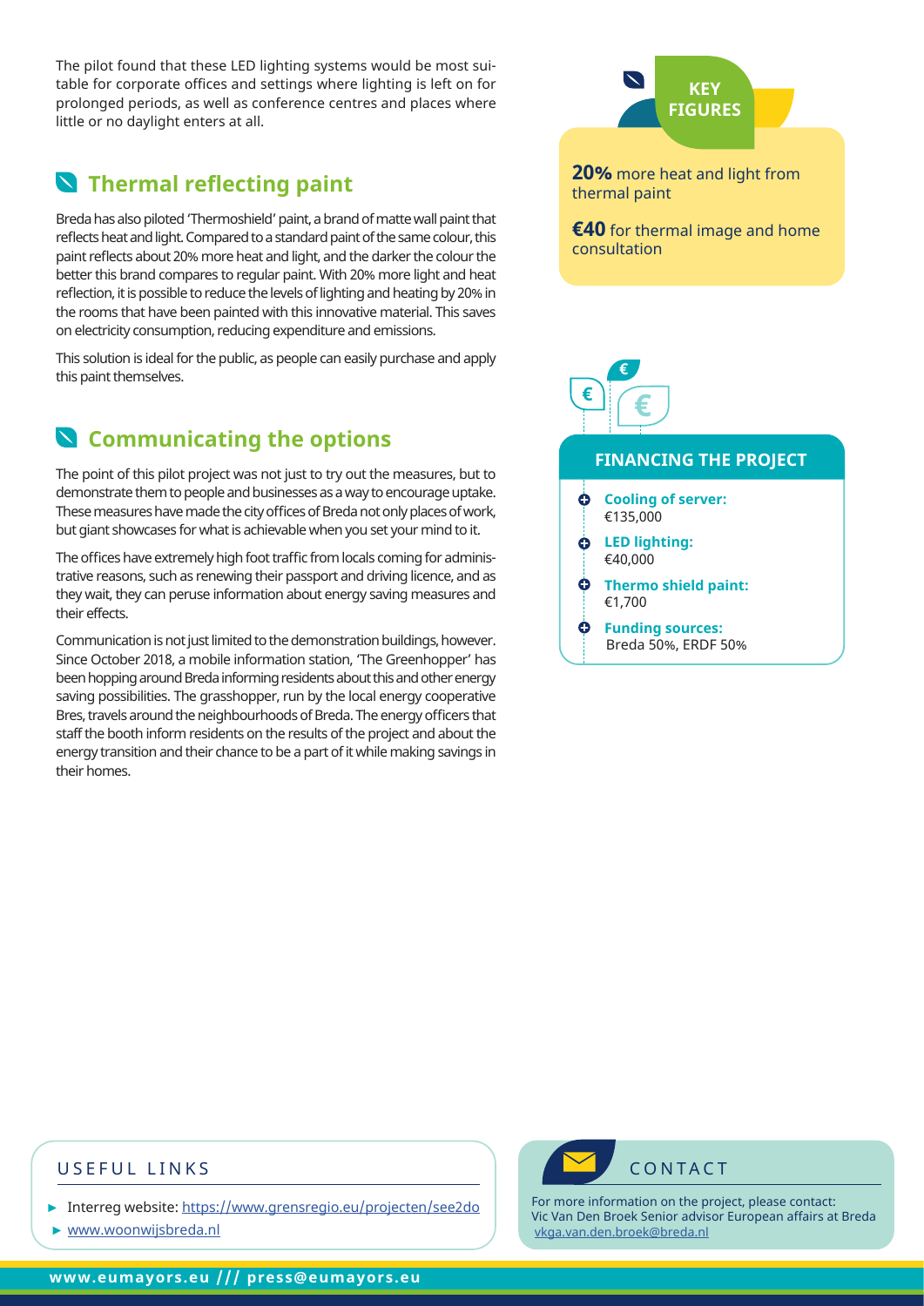The pilot found that these LED lighting systems would be most suitable for corporate offices and settings where lighting is left on for prolonged periods, as well as conference centres and places where little or no daylight enters at all.

## Thermal reflecting paint

Breda has also piloted 'Thermoshield' paint, a brand of matte wall paint that reflects heat and light. Compared to a standard paint of the same colour, this paint reflects about 20% more heat and light, and the darker the colour the better this brand compares to regular paint. With 20% more light and heat reflection, it is possible to reduce the levels of lighting and heating by 20% in the rooms that have been painted with this innovative material. This saves on electricity consumption, reducing expenditure and emissions.

This solution is ideal for the public, as people can easily purchase and apply this paint themselves.

## Communicating the options

The point of this pilot project was not just to try out the measures, but to demonstrate them to people and businesses as a way to encourage uptake. These measures have made the city offices of Breda not only places of work, but giant showcases for what is achievable when you set your mind to it.

The offices have extremely high foot traffic from locals coming for administrative reasons, such as renewing their passport and driving licence, and as they wait, they can peruse information about energy saving measures and their effects.

Communication is not just limited to the demonstration buildings, however. Since October 2018, a mobile information station, 'The Greenhopper' has been hopping around Breda informing residents about this and other energy saving possibilities. The grasshopper, run by the local energy cooperative Bres, travels around the neighbourhoods of Breda. The energy officers that staff the booth inform residents on the results of the project and about the energy transition and their chance to be a part of it while making savings in their homes.

### KEY FIGURES

**20%** more heat and light from thermal paint

**€40** for thermal image and home consultation

### FINANCING THE PROJECT

- **Cooling of server:** €135,000
- **LED lighting:** €40,000
- **Thermo shield paint:** €1,700
- **Funding sources:** Breda 50%, ERDF 50%

### USEFUL LINKS

- Interreg website: https://www.grensregio.eu/projecten/see2do
- www.woonwijsbreda.nl

### CONTACT

For more information on the project, please contact:
Vic Van Den Broek Senior advisor European affairs at Breda
vkga.van.den.broek@breda.nl